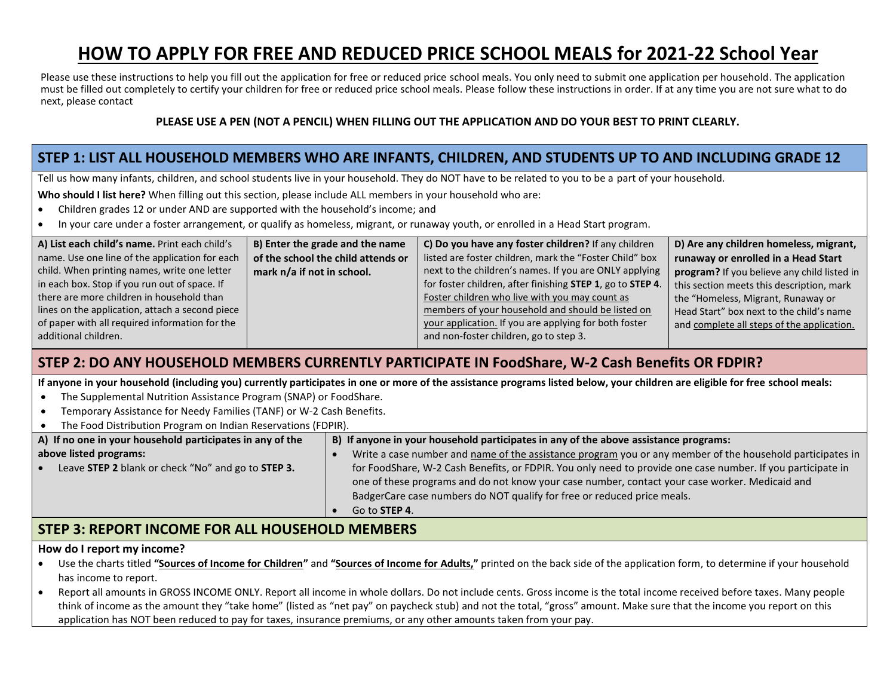# HOW TO APPLY FOR FREE AND REDUCED PRICE SCHOOL MEALS for 2021-22 School Year

Please use these instructions to help you fill out the application for free or reduced price school meals. You only need to submit one application per household. The application must be filled out completely to certify your children for free or reduced price school meals. Please follow these instructions in order. If at any time you are not sure what to do next, please contact

**PLEASE USE A PEN (NOT A PENCIL) WHEN FILLING OUT THE APPLICATION AND DO YOUR BEST TO PRINT CLEARLY.**

## STEP 1: LIST ALL HOUSEHOLD MEMBERS WHO ARE INFANTS, CHILDREN, AND STUDENTS UP TO AND INCLUDING GRADE 12

Tell us how many infants, children, and school students live in your household. They do NOT have to be related to you to be a part of your household.

**Who should I list here?** When filling out this section, please include ALL members in your household who are:

- Children grades 12 or under AND are supported with the household's income; and
- In your care under a foster arrangement, or qualify as homeless, migrant, or runaway youth, or enrolled in a Head Start program.

| **A) List each child's name.** Print each child's name. Use one line of the application for each child. When printing names, write one letter in each box. Stop if you run out of space. If there are more children in household than lines on the application, attach a second piece of paper with all required information for the additional children. | **B) Enter the grade and the name of the school the child attends or mark n/a if not in school.** | **C) Do you have any foster children?** If any children listed are foster children, mark the "Foster Child" box next to the children's names. If you are ONLY applying for foster children, after finishing **STEP 1**, go to **STEP 4**. Foster children who live with you may count as members of your household and should be listed on your application. If you are applying for both foster and non-foster children, go to step 3. | **D) Are any children homeless, migrant, runaway or enrolled in a Head Start program?** If you believe any child listed in this section meets this description, mark the "Homeless, Migrant, Runaway or Head Start" box next to the child's name and complete all steps of the application. |
|---|---|---|---|

## STEP 2: DO ANY HOUSEHOLD MEMBERS CURRENTLY PARTICIPATE IN FoodShare, W-2 Cash Benefits OR FDPIR?

**If anyone in your household (including you) currently participates in one or more of the assistance programs listed below, your children are eligible for free school meals:**

- The Supplemental Nutrition Assistance Program (SNAP) or FoodShare.
- Temporary Assistance for Needy Families (TANF) or W-2 Cash Benefits.
- The Food Distribution Program on Indian Reservations (FDPIR).

| **A) If no one in your household participates in any of the above listed programs:** | **B) If anyone in your household participates in any of the above assistance programs:** |
|---|---|
| • Leave **STEP 2** blank or check "No" and go to **STEP 3.** | • Write a case number and name of the assistance program you or any member of the household participates in for FoodShare, W-2 Cash Benefits, or FDPIR. You only need to provide one case number. If you participate in one of these programs and do not know your case number, contact your case worker. Medicaid and BadgerCare case numbers do NOT qualify for free or reduced price meals.<br>• Go to **STEP 4**. |

## STEP 3: REPORT INCOME FOR ALL HOUSEHOLD MEMBERS

**How do I report my income?**

- Use the charts titled **"Sources of Income for Children"** and **"Sources of Income for Adults,"** printed on the back side of the application form, to determine if your household has income to report.
- Report all amounts in GROSS INCOME ONLY. Report all income in whole dollars. Do not include cents. Gross income is the total income received before taxes. Many people think of income as the amount they "take home" (listed as "net pay" on paycheck stub) and not the total, "gross" amount. Make sure that the income you report on this application has NOT been reduced to pay for taxes, insurance premiums, or any other amounts taken from your pay.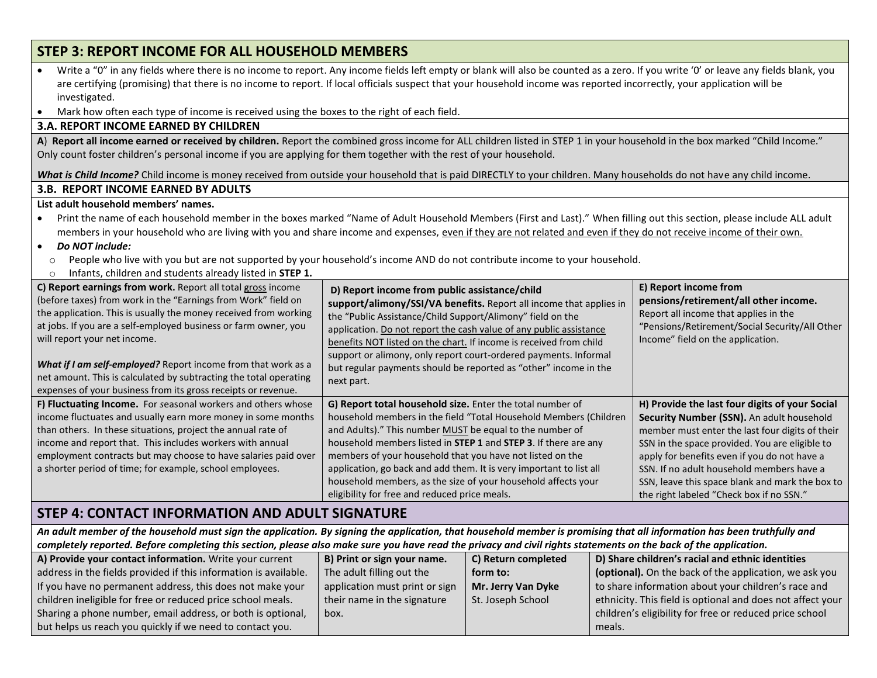## STEP 3: REPORT INCOME FOR ALL HOUSEHOLD MEMBERS

- Write a "0" in any fields where there is no income to report. Any income fields left empty or blank will also be counted as a zero. If you write '0' or leave any fields blank, you are certifying (promising) that there is no income to report. If local officials suspect that your household income was reported incorrectly, your application will be investigated.
- Mark how often each type of income is received using the boxes to the right of each field.

### 3.A. REPORT INCOME EARNED BY CHILDREN

**A**) **Report all income earned or received by children.** Report the combined gross income for ALL children listed in STEP 1 in your household in the box marked "Child Income." Only count foster children's personal income if you are applying for them together with the rest of your household.

***What is Child Income?*** Child income is money received from outside your household that is paid DIRECTLY to your children. Many households do not have any child income.

### 3.B. REPORT INCOME EARNED BY ADULTS

**List adult household members' names.**

- Print the name of each household member in the boxes marked "Name of Adult Household Members (First and Last)." When filling out this section, please include ALL adult members in your household who are living with you and share income and expenses, even if they are not related and even if they do not receive income of their own.
- ***Do NOT include:***
  - People who live with you but are not supported by your household's income AND do not contribute income to your household.
  - Infants, children and students already listed in **STEP 1.**

**C) Report earnings from work.** Report all total gross income (before taxes) from work in the "Earnings from Work" field on the application. This is usually the money received from working at jobs. If you are a self-employed business or farm owner, you will report your net income.

***What if I am self-employed?*** Report income from that work as a net amount. This is calculated by subtracting the total operating expenses of your business from its gross receipts or revenue.

**D) Report income from public assistance/child support/alimony/SSI/VA benefits.** Report all income that applies in the "Public Assistance/Child Support/Alimony" field on the application. Do not report the cash value of any public assistance benefits NOT listed on the chart. If income is received from child support or alimony, only report court-ordered payments. Informal but regular payments should be reported as "other" income in the next part.

**E) Report income from pensions/retirement/all other income.** Report all income that applies in the "Pensions/Retirement/Social Security/All Other Income" field on the application.

**F) Fluctuating Income.** For seasonal workers and others whose income fluctuates and usually earn more money in some months than others. In these situations, project the annual rate of income and report that. This includes workers with annual employment contracts but may choose to have salaries paid over a shorter period of time; for example, school employees.

**G) Report total household size.** Enter the total number of household members in the field "Total Household Members (Children and Adults)." This number MUST be equal to the number of household members listed in **STEP 1** and **STEP 3**. If there are any members of your household that you have not listed on the application, go back and add them. It is very important to list all household members, as the size of your household affects your eligibility for free and reduced price meals.

**H) Provide the last four digits of your Social Security Number (SSN).** An adult household member must enter the last four digits of their SSN in the space provided. You are eligible to apply for benefits even if you do not have a SSN. If no adult household members have a SSN, leave this space blank and mark the box to the right labeled "Check box if no SSN."

## STEP 4: CONTACT INFORMATION AND ADULT SIGNATURE

***An adult member of the household must sign the application. By signing the application, that household member is promising that all information has been truthfully and completely reported. Before completing this section, please also make sure you have read the privacy and civil rights statements on the back of the application.***

**A) Provide your contact information.** Write your current address in the fields provided if this information is available. If you have no permanent address, this does not make your children ineligible for free or reduced price school meals. Sharing a phone number, email address, or both is optional, but helps us reach you quickly if we need to contact you.

**B) Print or sign your name.** The adult filling out the application must print or sign their name in the signature box.

**C) Return completed form to:**
**Mr. Jerry Van Dyke**
St. Joseph School

**D) Share children's racial and ethnic identities (optional).** On the back of the application, we ask you to share information about your children's race and ethnicity. This field is optional and does not affect your children's eligibility for free or reduced price school meals.